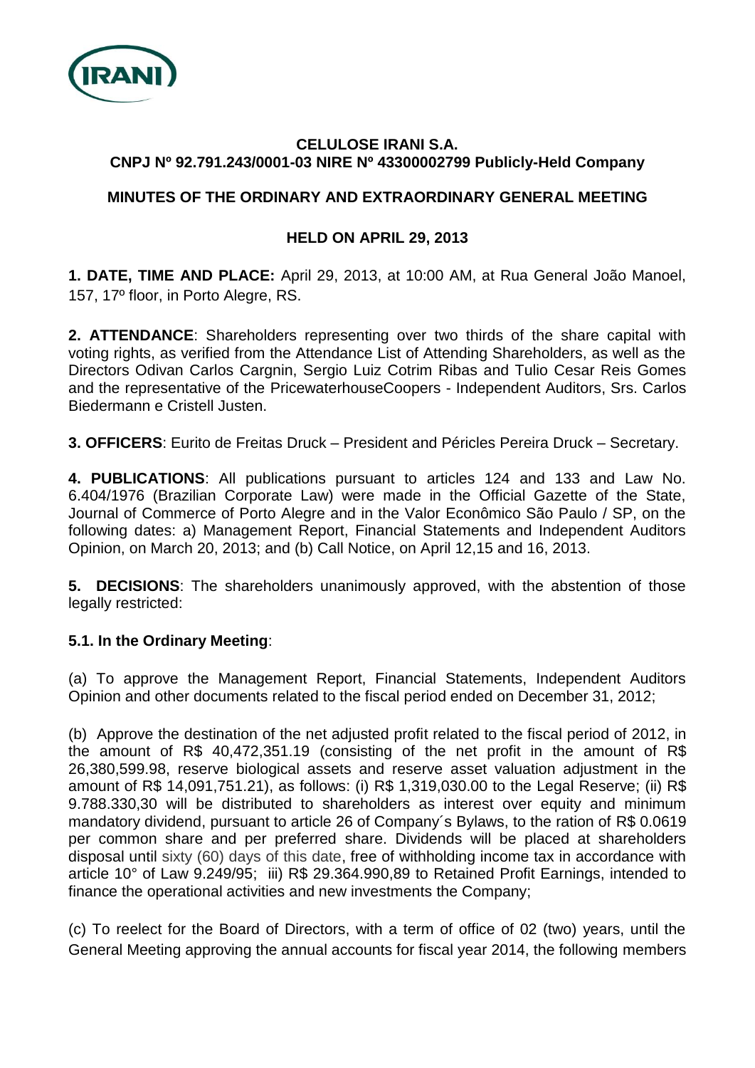**CELULOSE IRANI S.A.**
**CNPJ Nº 92.791.243/0001-03 NIRE Nº 43300002799 Publicly-Held Company**

**MINUTES OF THE ORDINARY AND EXTRAORDINARY GENERAL MEETING**

**HELD ON APRIL 29, 2013**

**1. DATE, TIME AND PLACE:** April 29, 2013, at 10:00 AM, at Rua General João Manoel, 157, 17º floor, in Porto Alegre, RS.

**2. ATTENDANCE**: Shareholders representing over two thirds of the share capital with voting rights, as verified from the Attendance List of Attending Shareholders, as well as the Directors Odivan Carlos Cargnin, Sergio Luiz Cotrim Ribas and Tulio Cesar Reis Gomes and the representative of the PricewaterhouseCoopers - Independent Auditors, Srs. Carlos Biedermann e Cristell Justen.

**3. OFFICERS**: Eurito de Freitas Druck – President and Péricles Pereira Druck – Secretary.

**4. PUBLICATIONS**: All publications pursuant to articles 124 and 133 and Law No. 6.404/1976 (Brazilian Corporate Law) were made in the Official Gazette of the State, Journal of Commerce of Porto Alegre and in the Valor Econômico São Paulo / SP, on the following dates: a) Management Report, Financial Statements and Independent Auditors Opinion, on March 20, 2013; and (b) Call Notice, on April 12,15 and 16, 2013.

**5. DECISIONS**: The shareholders unanimously approved, with the abstention of those legally restricted:

**5.1. In the Ordinary Meeting**:

(a) To approve the Management Report, Financial Statements, Independent Auditors Opinion and other documents related to the fiscal period ended on December 31, 2012;

(b) Approve the destination of the net adjusted profit related to the fiscal period of 2012, in the amount of R$ 40,472,351.19 (consisting of the net profit in the amount of R$ 26,380,599.98, reserve biological assets and reserve asset valuation adjustment in the amount of R$ 14,091,751.21), as follows: (i) R$ 1,319,030.00 to the Legal Reserve; (ii) R$ 9.788.330,30 will be distributed to shareholders as interest over equity and minimum mandatory dividend, pursuant to article 26 of Company´s Bylaws, to the ration of R$ 0.0619 per common share and per preferred share. Dividends will be placed at shareholders disposal until sixty (60) days of this date, free of withholding income tax in accordance with article 10° of Law 9.249/95; iii) R$ 29.364.990,89 to Retained Profit Earnings, intended to finance the operational activities and new investments the Company;

(c) To reelect for the Board of Directors, with a term of office of 02 (two) years, until the General Meeting approving the annual accounts for fiscal year 2014, the following members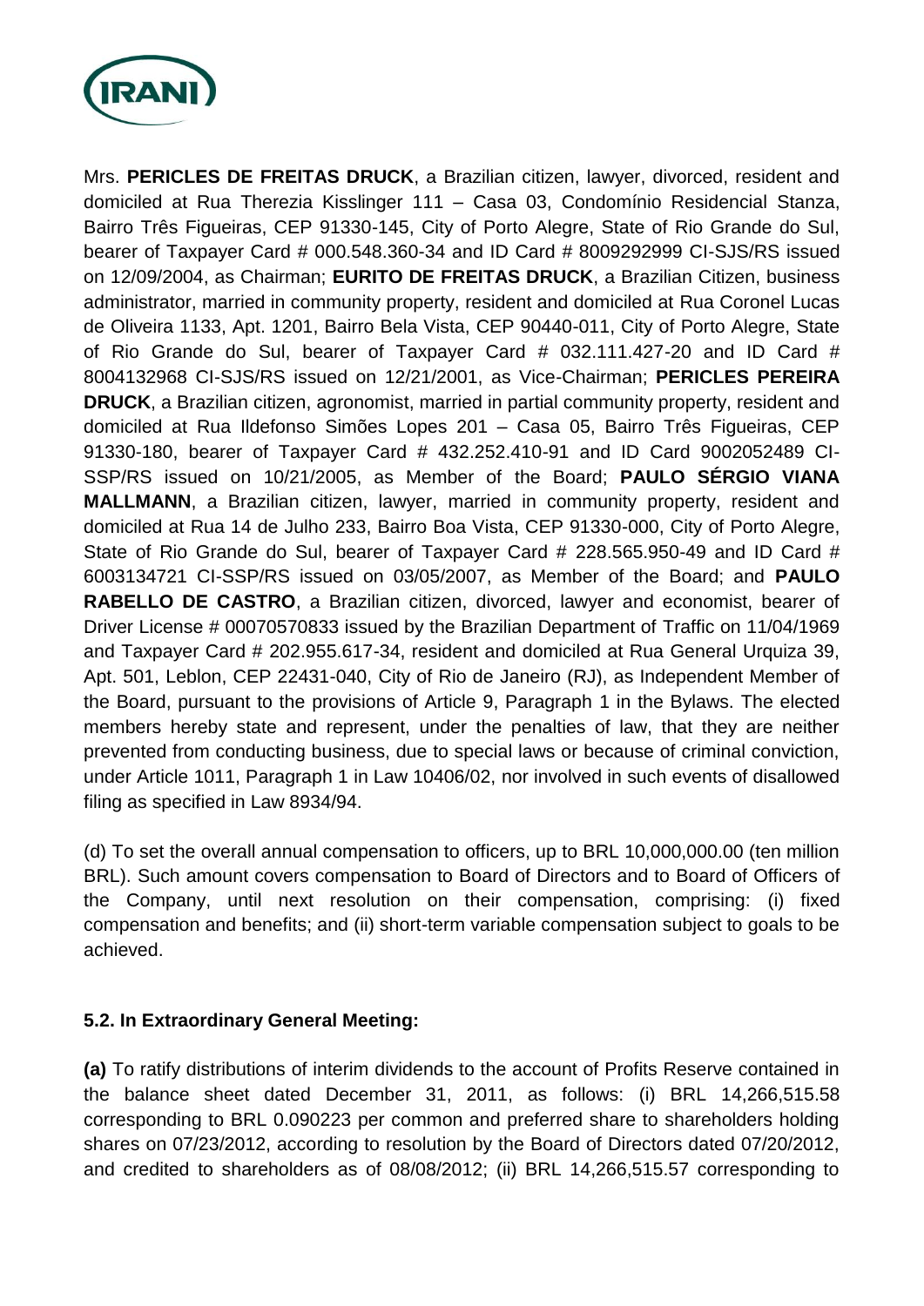Mrs. **PERICLES DE FREITAS DRUCK**, a Brazilian citizen, lawyer, divorced, resident and domiciled at Rua Therezia Kisslinger 111 – Casa 03, Condomínio Residencial Stanza, Bairro Três Figueiras, CEP 91330-145, City of Porto Alegre, State of Rio Grande do Sul, bearer of Taxpayer Card # 000.548.360-34 and ID Card # 8009292999 CI-SJS/RS issued on 12/09/2004, as Chairman; **EURITO DE FREITAS DRUCK**, a Brazilian Citizen, business administrator, married in community property, resident and domiciled at Rua Coronel Lucas de Oliveira 1133, Apt. 1201, Bairro Bela Vista, CEP 90440-011, City of Porto Alegre, State of Rio Grande do Sul, bearer of Taxpayer Card # 032.111.427-20 and ID Card # 8004132968 CI-SJS/RS issued on 12/21/2001, as Vice-Chairman; **PERICLES PEREIRA DRUCK**, a Brazilian citizen, agronomist, married in partial community property, resident and domiciled at Rua Ildefonso Simões Lopes 201 – Casa 05, Bairro Três Figueiras, CEP 91330-180, bearer of Taxpayer Card # 432.252.410-91 and ID Card 9002052489 CI-SSP/RS issued on 10/21/2005, as Member of the Board; **PAULO SÉRGIO VIANA MALLMANN**, a Brazilian citizen, lawyer, married in community property, resident and domiciled at Rua 14 de Julho 233, Bairro Boa Vista, CEP 91330-000, City of Porto Alegre, State of Rio Grande do Sul, bearer of Taxpayer Card # 228.565.950-49 and ID Card # 6003134721 CI-SSP/RS issued on 03/05/2007, as Member of the Board; and **PAULO RABELLO DE CASTRO**, a Brazilian citizen, divorced, lawyer and economist, bearer of Driver License # 00070570833 issued by the Brazilian Department of Traffic on 11/04/1969 and Taxpayer Card # 202.955.617-34, resident and domiciled at Rua General Urquiza 39, Apt. 501, Leblon, CEP 22431-040, City of Rio de Janeiro (RJ), as Independent Member of the Board, pursuant to the provisions of Article 9, Paragraph 1 in the Bylaws. The elected members hereby state and represent, under the penalties of law, that they are neither prevented from conducting business, due to special laws or because of criminal conviction, under Article 1011, Paragraph 1 in Law 10406/02, nor involved in such events of disallowed filing as specified in Law 8934/94.

(d) To set the overall annual compensation to officers, up to BRL 10,000,000.00 (ten million BRL). Such amount covers compensation to Board of Directors and to Board of Officers of the Company, until next resolution on their compensation, comprising: (i) fixed compensation and benefits; and (ii) short-term variable compensation subject to goals to be achieved.

**5.2. In Extraordinary General Meeting:**

**(a)** To ratify distributions of interim dividends to the account of Profits Reserve contained in the balance sheet dated December 31, 2011, as follows: (i) BRL 14,266,515.58 corresponding to BRL 0.090223 per common and preferred share to shareholders holding shares on 07/23/2012, according to resolution by the Board of Directors dated 07/20/2012, and credited to shareholders as of 08/08/2012; (ii) BRL 14,266,515.57 corresponding to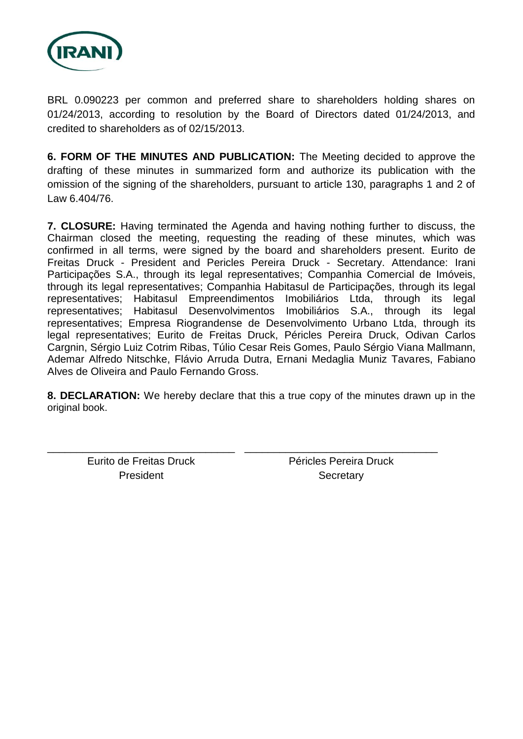BRL 0.090223 per common and preferred share to shareholders holding shares on 01/24/2013, according to resolution by the Board of Directors dated 01/24/2013, and credited to shareholders as of 02/15/2013.

**6. FORM OF THE MINUTES AND PUBLICATION:** The Meeting decided to approve the drafting of these minutes in summarized form and authorize its publication with the omission of the signing of the shareholders, pursuant to article 130, paragraphs 1 and 2 of Law 6.404/76.

**7. CLOSURE:** Having terminated the Agenda and having nothing further to discuss, the Chairman closed the meeting, requesting the reading of these minutes, which was confirmed in all terms, were signed by the board and shareholders present. Eurito de Freitas Druck - President and Pericles Pereira Druck - Secretary. Attendance: Irani Participações S.A., through its legal representatives; Companhia Comercial de Imóveis, through its legal representatives; Companhia Habitasul de Participações, through its legal representatives; Habitasul Empreendimentos Imobiliários Ltda, through its legal representatives; Habitasul Desenvolvimentos Imobiliários S.A., through its legal representatives; Empresa Riograndense de Desenvolvimento Urbano Ltda, through its legal representatives; Eurito de Freitas Druck, Péricles Pereira Druck, Odivan Carlos Cargnin, Sérgio Luiz Cotrim Ribas, Túlio Cesar Reis Gomes, Paulo Sérgio Viana Mallmann, Ademar Alfredo Nitschke, Flávio Arruda Dutra, Ernani Medaglia Muniz Tavares, Fabiano Alves de Oliveira and Paulo Fernando Gross.

**8. DECLARATION:** We hereby declare that this a true copy of the minutes drawn up in the original book.

| | |
|---|---|
| \_\_\_\_\_\_\_\_\_\_\_\_\_\_\_\_\_\_\_\_\_\_\_\_\_\_\_\_\_\_ | \_\_\_\_\_\_\_\_\_\_\_\_\_\_\_\_\_\_\_\_\_\_\_\_\_\_\_\_\_\_ |
| Eurito de Freitas Druck | Péricles Pereira Druck |
| President | Secretary |